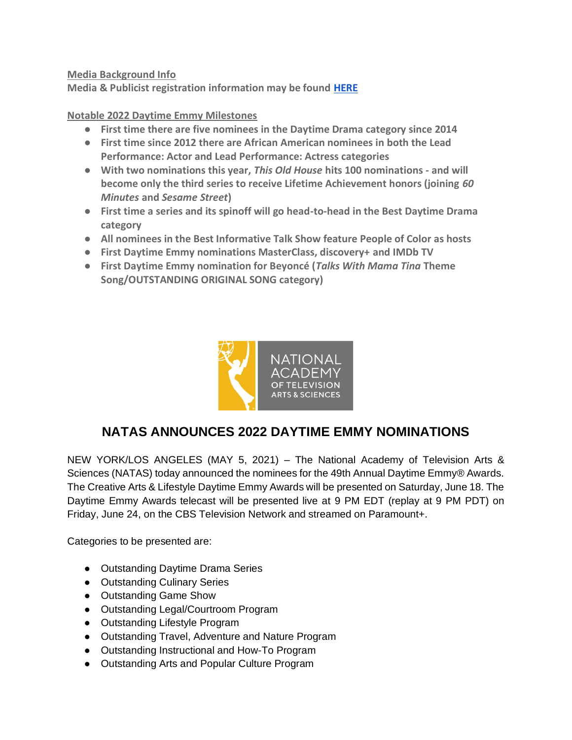**Media Background Info**

**Media & Publicist registration information may be found [HERE]**

**Notable 2022 Daytime Emmy Milestones**

- **First time there are five nominees in the Daytime Drama category since 2014**
- **First time since 2012 there are African American nominees in both the Lead Performance: Actor and Lead Performance: Actress categories**
- **With two nominations this year, *This Old House* hits 100 nominations - and will become only the third series to receive Lifetime Achievement honors (joining *60 Minutes* and *Sesame Street*)**
- **First time a series and its spinoff will go head-to-head in the Best Daytime Drama category**
- **All nominees in the Best Informative Talk Show feature People of Color as hosts**
- **First Daytime Emmy nominations MasterClass, discovery+ and IMDb TV**
- **First Daytime Emmy nomination for Beyoncé (*Talks With Mama Tina* Theme Song/OUTSTANDING ORIGINAL SONG category)**

NATIONAL ACADEMY OF TELEVISION ARTS & SCIENCES

## NATAS ANNOUNCES 2022 DAYTIME EMMY NOMINATIONS

NEW YORK/LOS ANGELES (MAY 5, 2021) – The National Academy of Television Arts & Sciences (NATAS) today announced the nominees for the 49th Annual Daytime Emmy® Awards. The Creative Arts & Lifestyle Daytime Emmy Awards will be presented on Saturday, June 18. The Daytime Emmy Awards telecast will be presented live at 9 PM EDT (replay at 9 PM PDT) on Friday, June 24, on the CBS Television Network and streamed on Paramount+.

Categories to be presented are:

- Outstanding Daytime Drama Series
- Outstanding Culinary Series
- Outstanding Game Show
- Outstanding Legal/Courtroom Program
- Outstanding Lifestyle Program
- Outstanding Travel, Adventure and Nature Program
- Outstanding Instructional and How-To Program
- Outstanding Arts and Popular Culture Program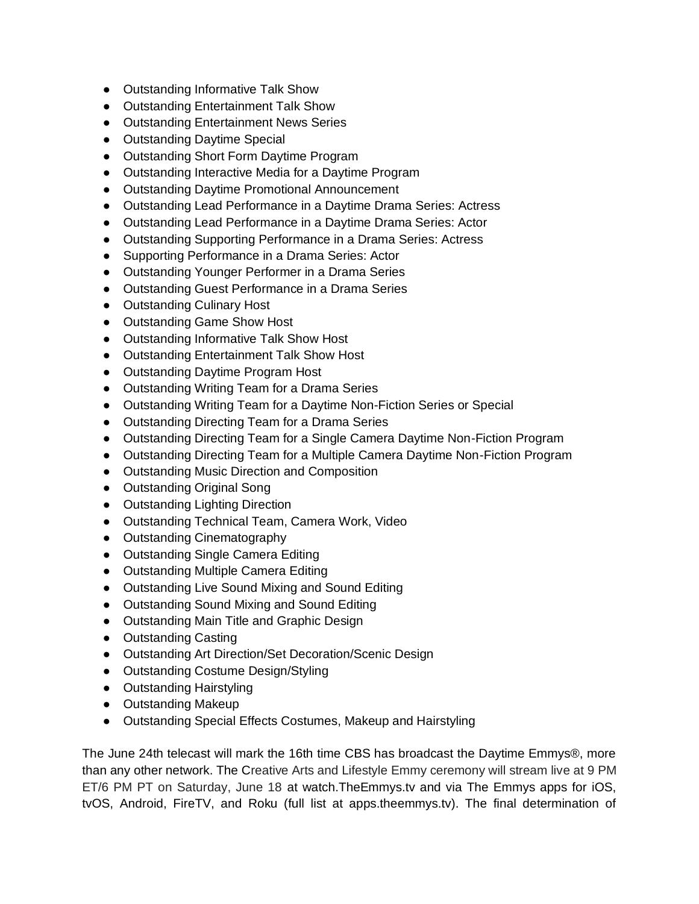- Outstanding Informative Talk Show
- Outstanding Entertainment Talk Show
- Outstanding Entertainment News Series
- Outstanding Daytime Special
- Outstanding Short Form Daytime Program
- Outstanding Interactive Media for a Daytime Program
- Outstanding Daytime Promotional Announcement
- Outstanding Lead Performance in a Daytime Drama Series: Actress
- Outstanding Lead Performance in a Daytime Drama Series: Actor
- Outstanding Supporting Performance in a Drama Series: Actress
- Supporting Performance in a Drama Series: Actor
- Outstanding Younger Performer in a Drama Series
- Outstanding Guest Performance in a Drama Series
- Outstanding Culinary Host
- Outstanding Game Show Host
- Outstanding Informative Talk Show Host
- Outstanding Entertainment Talk Show Host
- Outstanding Daytime Program Host
- Outstanding Writing Team for a Drama Series
- Outstanding Writing Team for a Daytime Non-Fiction Series or Special
- Outstanding Directing Team for a Drama Series
- Outstanding Directing Team for a Single Camera Daytime Non-Fiction Program
- Outstanding Directing Team for a Multiple Camera Daytime Non-Fiction Program
- Outstanding Music Direction and Composition
- Outstanding Original Song
- Outstanding Lighting Direction
- Outstanding Technical Team, Camera Work, Video
- Outstanding Cinematography
- Outstanding Single Camera Editing
- Outstanding Multiple Camera Editing
- Outstanding Live Sound Mixing and Sound Editing
- Outstanding Sound Mixing and Sound Editing
- Outstanding Main Title and Graphic Design
- Outstanding Casting
- Outstanding Art Direction/Set Decoration/Scenic Design
- Outstanding Costume Design/Styling
- Outstanding Hairstyling
- Outstanding Makeup
- Outstanding Special Effects Costumes, Makeup and Hairstyling

The June 24th telecast will mark the 16th time CBS has broadcast the Daytime Emmys®, more than any other network. The Creative Arts and Lifestyle Emmy ceremony will stream live at 9 PM ET/6 PM PT on Saturday, June 18 at watch.TheEmmys.tv and via The Emmys apps for iOS, tvOS, Android, FireTV, and Roku (full list at apps.theemmys.tv). The final determination of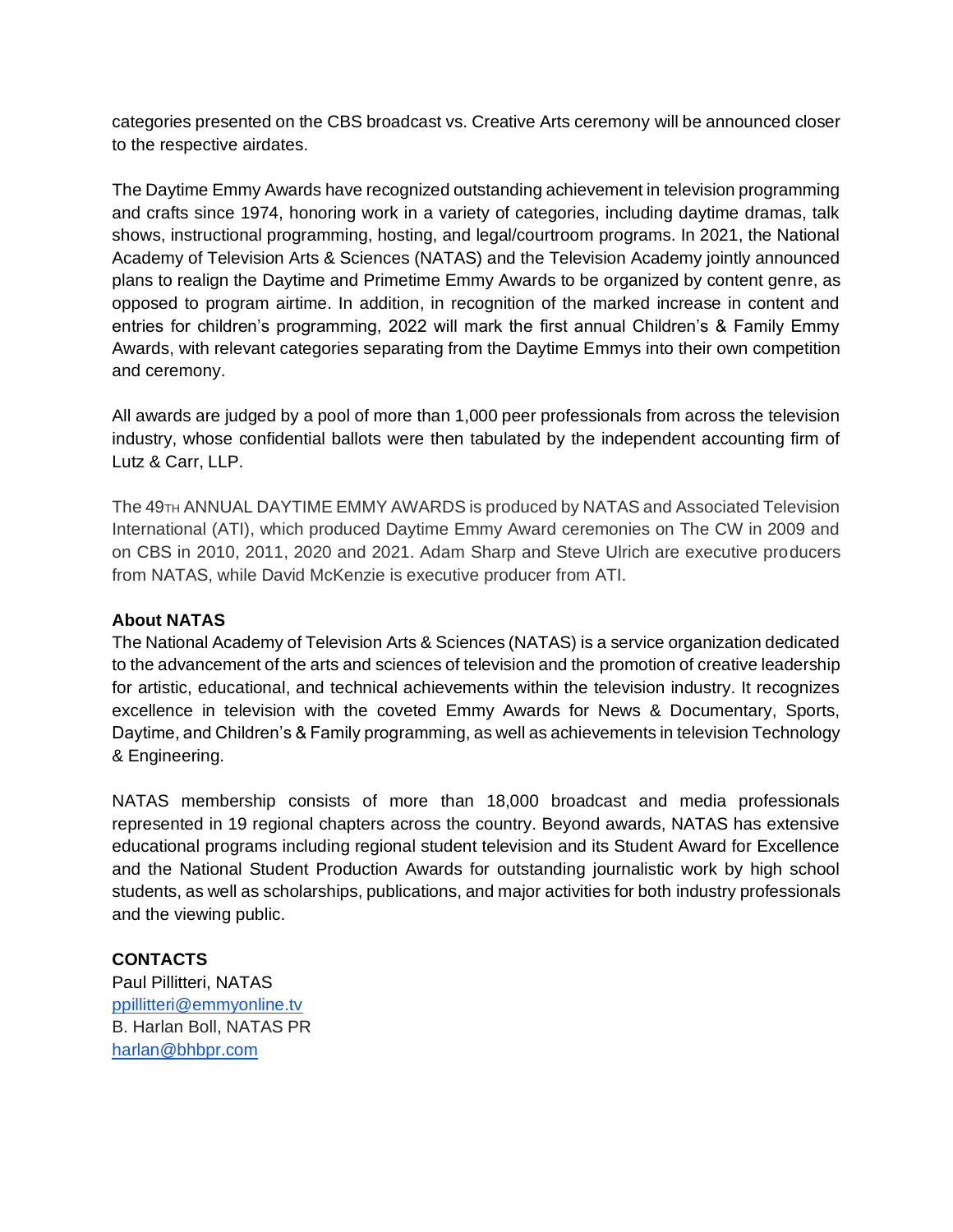categories presented on the CBS broadcast vs. Creative Arts ceremony will be announced closer to the respective airdates.

The Daytime Emmy Awards have recognized outstanding achievement in television programming and crafts since 1974, honoring work in a variety of categories, including daytime dramas, talk shows, instructional programming, hosting, and legal/courtroom programs. In 2021, the National Academy of Television Arts & Sciences (NATAS) and the Television Academy jointly announced plans to realign the Daytime and Primetime Emmy Awards to be organized by content genre, as opposed to program airtime. In addition, in recognition of the marked increase in content and entries for children's programming, 2022 will mark the first annual Children's & Family Emmy Awards, with relevant categories separating from the Daytime Emmys into their own competition and ceremony.

All awards are judged by a pool of more than 1,000 peer professionals from across the television industry, whose confidential ballots were then tabulated by the independent accounting firm of Lutz & Carr, LLP.

The 49TH ANNUAL DAYTIME EMMY AWARDS is produced by NATAS and Associated Television International (ATI), which produced Daytime Emmy Award ceremonies on The CW in 2009 and on CBS in 2010, 2011, 2020 and 2021. Adam Sharp and Steve Ulrich are executive producers from NATAS, while David McKenzie is executive producer from ATI.

**About NATAS**

The National Academy of Television Arts & Sciences (NATAS) is a service organization dedicated to the advancement of the arts and sciences of television and the promotion of creative leadership for artistic, educational, and technical achievements within the television industry. It recognizes excellence in television with the coveted Emmy Awards for News & Documentary, Sports, Daytime, and Children's & Family programming, as well as achievements in television Technology & Engineering.

NATAS membership consists of more than 18,000 broadcast and media professionals represented in 19 regional chapters across the country. Beyond awards, NATAS has extensive educational programs including regional student television and its Student Award for Excellence and the National Student Production Awards for outstanding journalistic work by high school students, as well as scholarships, publications, and major activities for both industry professionals and the viewing public.

**CONTACTS**

Paul Pillitteri, NATAS  
ppillitteri@emmyonline.tv  
B. Harlan Boll, NATAS PR  
harlan@bhbpr.com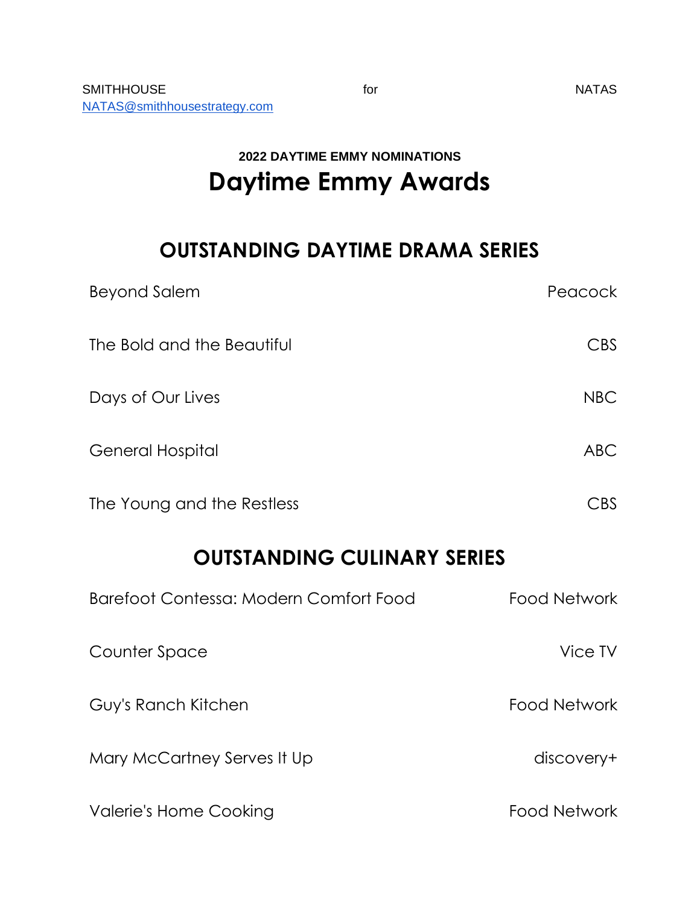SMITHHOUSE for NATAS
NATAS@smithhousestrategy.com

**2022 DAYTIME EMMY NOMINATIONS**

# Daytime Emmy Awards

## OUTSTANDING DAYTIME DRAMA SERIES

| | |
|---|---|
| Beyond Salem | Peacock |
| The Bold and the Beautiful | CBS |
| Days of Our Lives | NBC |
| General Hospital | ABC |
| The Young and the Restless | CBS |

## OUTSTANDING CULINARY SERIES

| | |
|---|---|
| Barefoot Contessa: Modern Comfort Food | Food Network |
| Counter Space | Vice TV |
| Guy's Ranch Kitchen | Food Network |
| Mary McCartney Serves It Up | discovery+ |
| Valerie's Home Cooking | Food Network |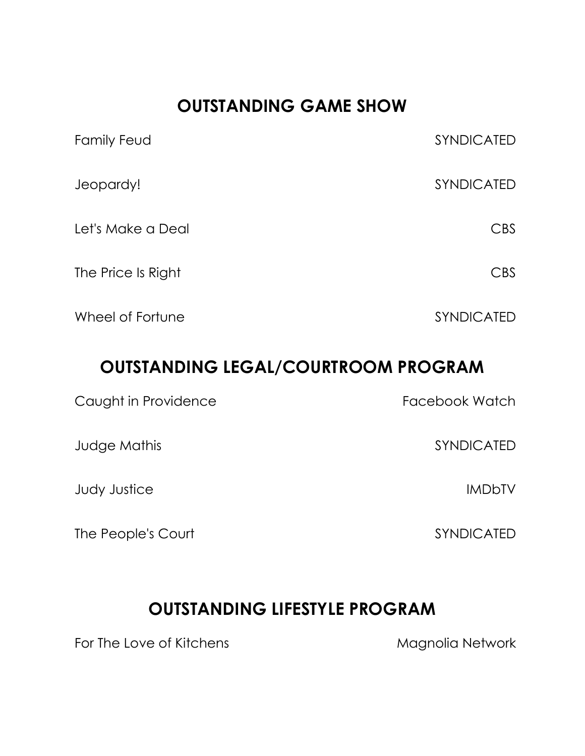## OUTSTANDING GAME SHOW

| | |
|---|---|
| Family Feud | SYNDICATED |
| Jeopardy! | SYNDICATED |
| Let's Make a Deal | CBS |
| The Price Is Right | CBS |
| Wheel of Fortune | SYNDICATED |

## OUTSTANDING LEGAL/COURTROOM PROGRAM

| | |
|---|---|
| Caught in Providence | Facebook Watch |
| Judge Mathis | SYNDICATED |
| Judy Justice | IMDbTV |
| The People's Court | SYNDICATED |

## OUTSTANDING LIFESTYLE PROGRAM

| | |
|---|---|
| For The Love of Kitchens | Magnolia Network |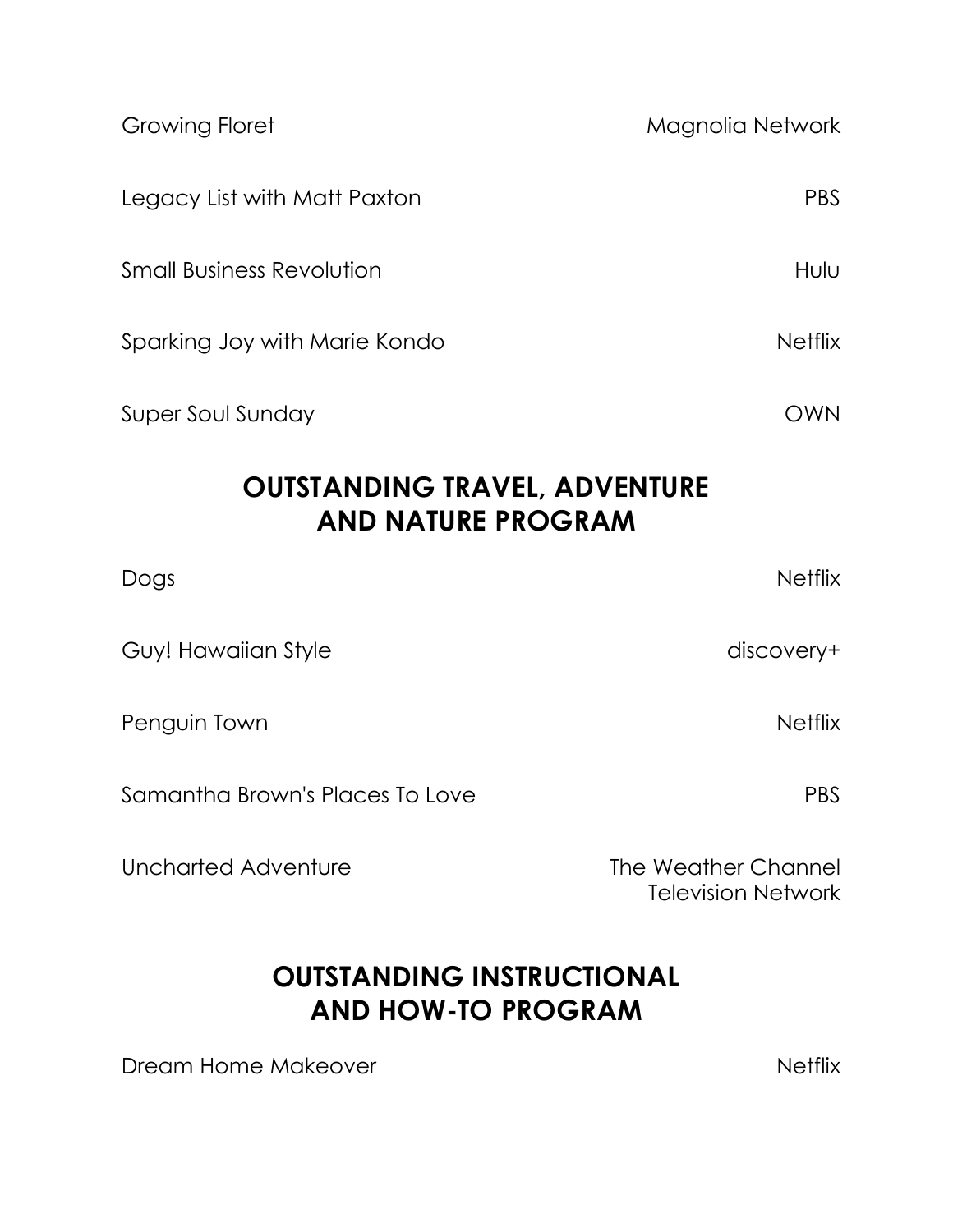| | |
|---|---|
| Growing Floret | Magnolia Network |
| Legacy List with Matt Paxton | PBS |
| Small Business Revolution | Hulu |
| Sparking Joy with Marie Kondo | Netflix |
| Super Soul Sunday | OWN |

## OUTSTANDING TRAVEL, ADVENTURE AND NATURE PROGRAM

| | |
|---|---|
| Dogs | Netflix |
| Guy! Hawaiian Style | discovery+ |
| Penguin Town | Netflix |
| Samantha Brown's Places To Love | PBS |
| Uncharted Adventure | The Weather Channel Television Network |

## OUTSTANDING INSTRUCTIONAL AND HOW-TO PROGRAM

| | |
|---|---|
| Dream Home Makeover | Netflix |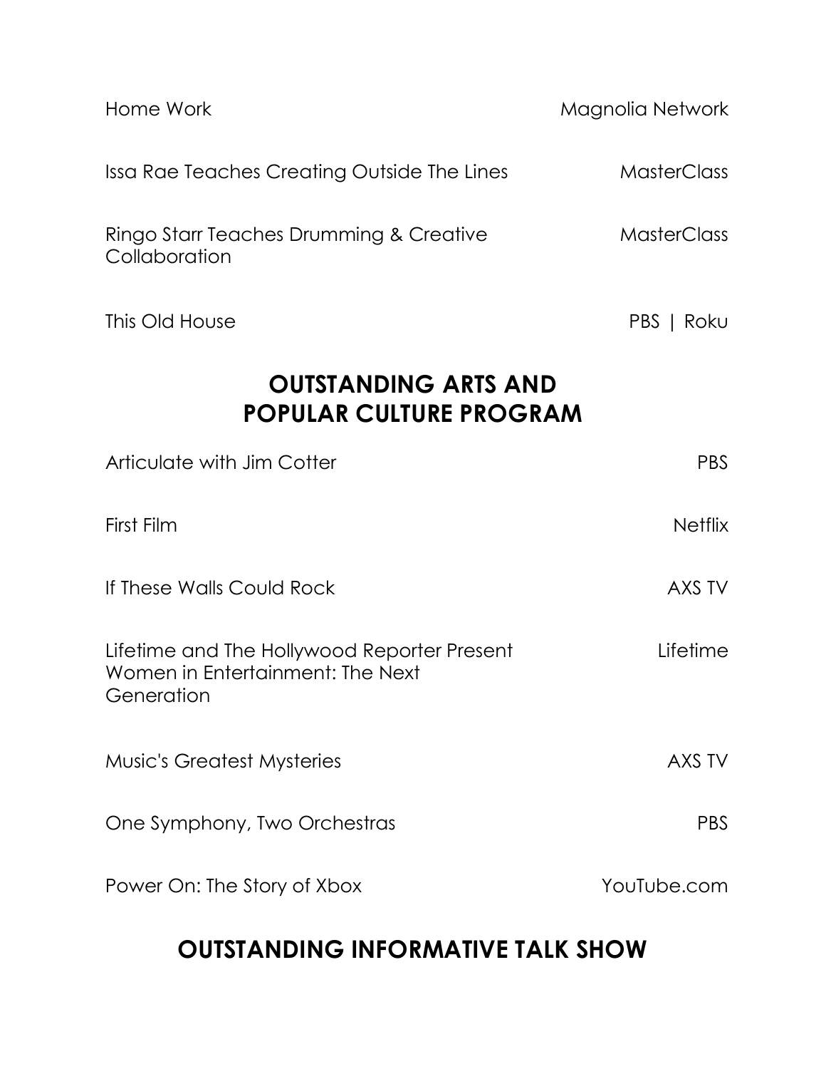| | |
|---|---|
| Home Work | Magnolia Network |
| Issa Rae Teaches Creating Outside The Lines | MasterClass |
| Ringo Starr Teaches Drumming & Creative Collaboration | MasterClass |
| This Old House | PBS \| Roku |

## OUTSTANDING ARTS AND POPULAR CULTURE PROGRAM

| | |
|---|---|
| Articulate with Jim Cotter | PBS |
| First Film | Netflix |
| If These Walls Could Rock | AXS TV |
| Lifetime and The Hollywood Reporter Present Women in Entertainment: The Next Generation | Lifetime |
| Music's Greatest Mysteries | AXS TV |
| One Symphony, Two Orchestras | PBS |
| Power On: The Story of Xbox | YouTube.com |

## OUTSTANDING INFORMATIVE TALK SHOW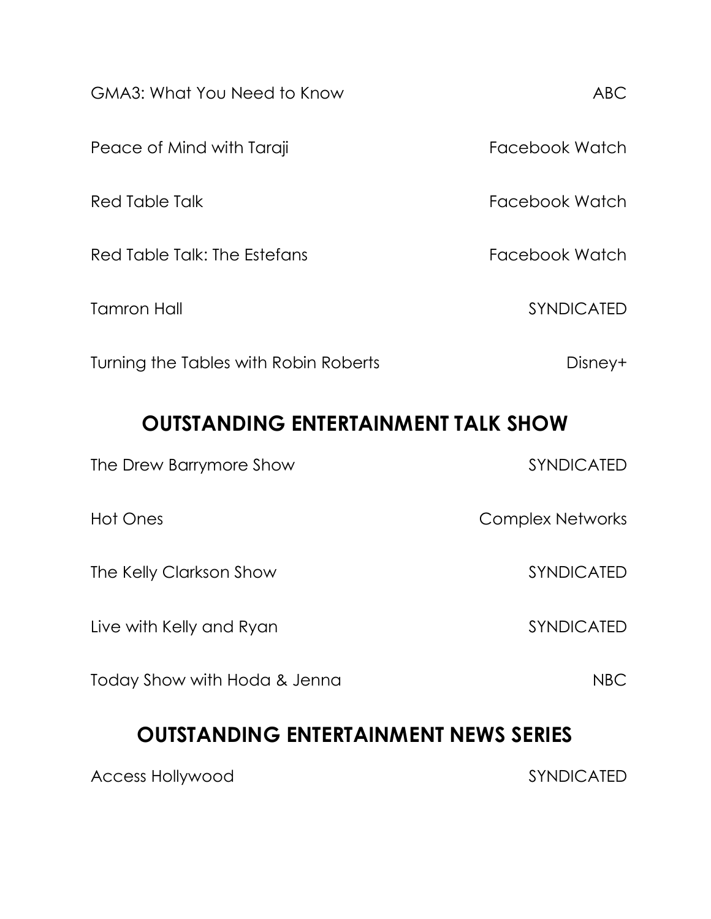| | |
|---|---|
| GMA3: What You Need to Know | ABC |
| Peace of Mind with Taraji | Facebook Watch |
| Red Table Talk | Facebook Watch |
| Red Table Talk: The Estefans | Facebook Watch |
| Tamron Hall | SYNDICATED |
| Turning the Tables with Robin Roberts | Disney+ |

## OUTSTANDING ENTERTAINMENT TALK SHOW

| | |
|---|---|
| The Drew Barrymore Show | SYNDICATED |
| Hot Ones | Complex Networks |
| The Kelly Clarkson Show | SYNDICATED |
| Live with Kelly and Ryan | SYNDICATED |
| Today Show with Hoda & Jenna | NBC |

## OUTSTANDING ENTERTAINMENT NEWS SERIES

| | |
|---|---|
| Access Hollywood | SYNDICATED |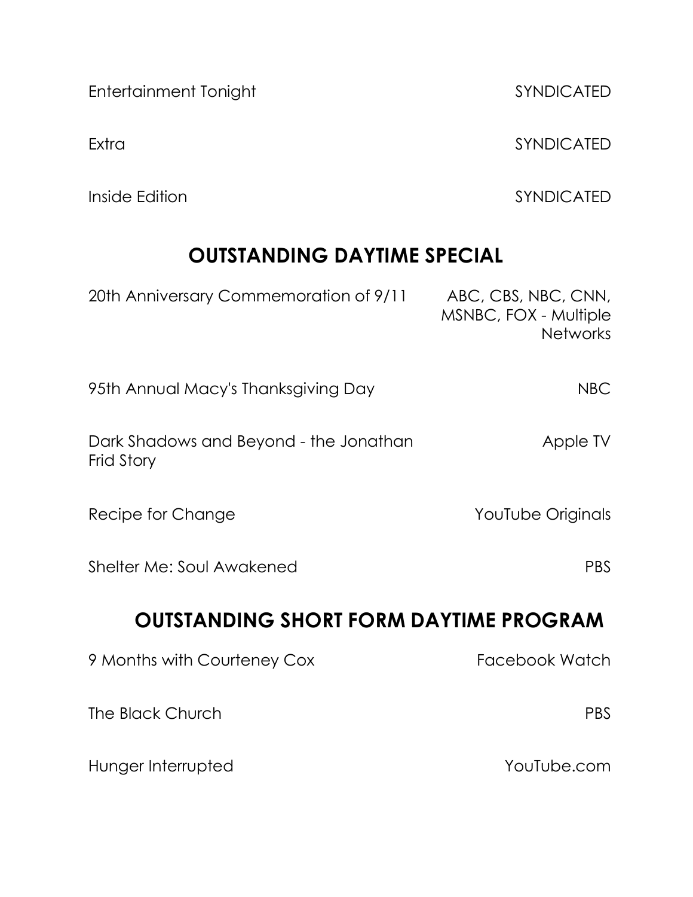Entertainment Tonight SYNDICATED

Extra SYNDICATED

Inside Edition SYNDICATED

## OUTSTANDING DAYTIME SPECIAL

20th Anniversary Commemoration of 9/11 ABC, CBS, NBC, CNN, MSNBC, FOX - Multiple Networks

95th Annual Macy's Thanksgiving Day NBC

Dark Shadows and Beyond - the Jonathan Frid Story Apple TV

Recipe for Change YouTube Originals

Shelter Me: Soul Awakened PBS

## OUTSTANDING SHORT FORM DAYTIME PROGRAM

9 Months with Courteney Cox Facebook Watch

The Black Church PBS

Hunger Interrupted YouTube.com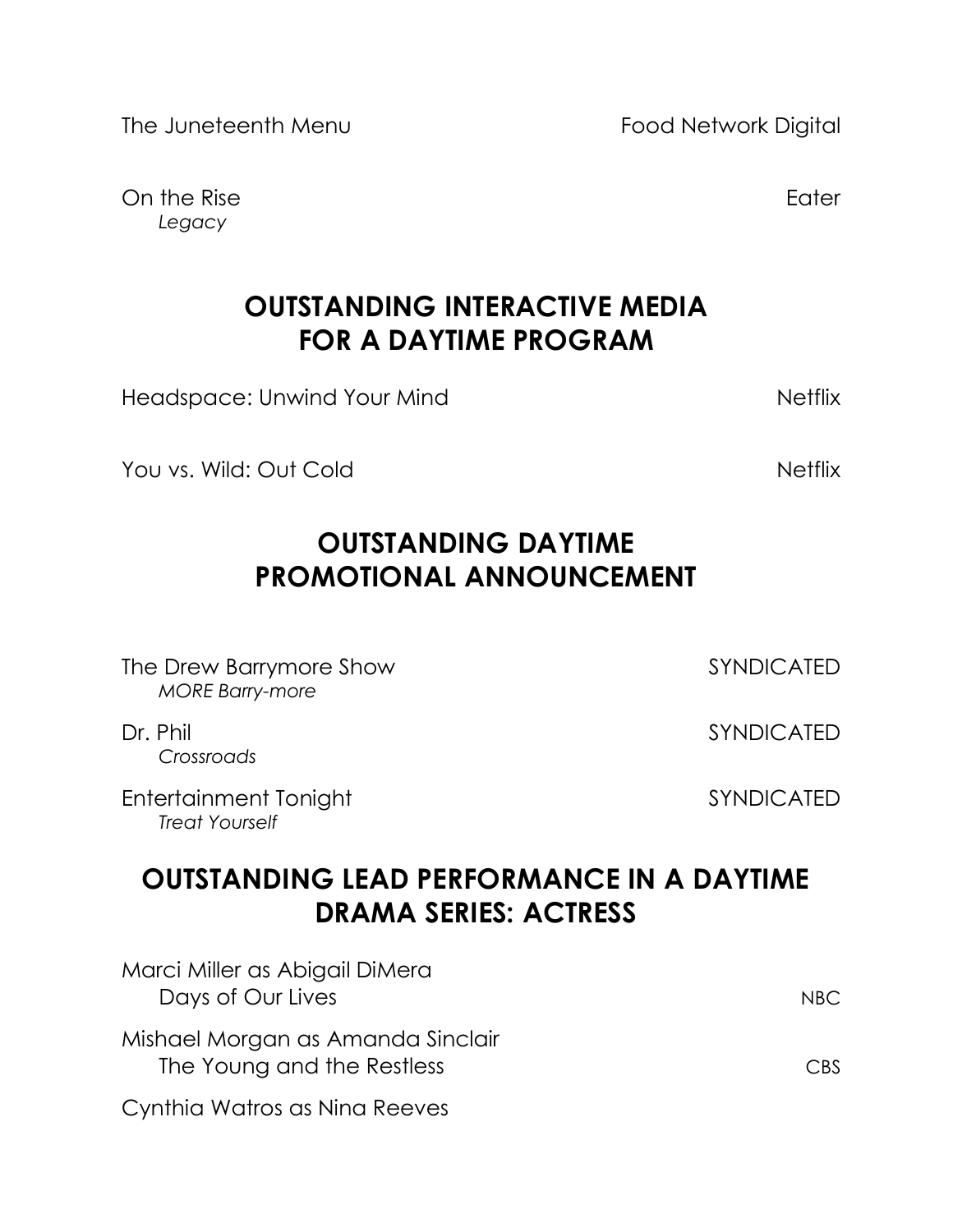The Juneteenth Menu — Food Network Digital

On the Rise — Eater
*Legacy*

## OUTSTANDING INTERACTIVE MEDIA FOR A DAYTIME PROGRAM

Headspace: Unwind Your Mind — Netflix

You vs. Wild: Out Cold — Netflix

## OUTSTANDING DAYTIME PROMOTIONAL ANNOUNCEMENT

The Drew Barrymore Show — SYNDICATED
*MORE Barry-more*

Dr. Phil — SYNDICATED
*Crossroads*

Entertainment Tonight — SYNDICATED
*Treat Yourself*

## OUTSTANDING LEAD PERFORMANCE IN A DAYTIME DRAMA SERIES: ACTRESS

Marci Miller as Abigail DiMera
Days of Our Lives — NBC

Mishael Morgan as Amanda Sinclair
The Young and the Restless — CBS

Cynthia Watros as Nina Reeves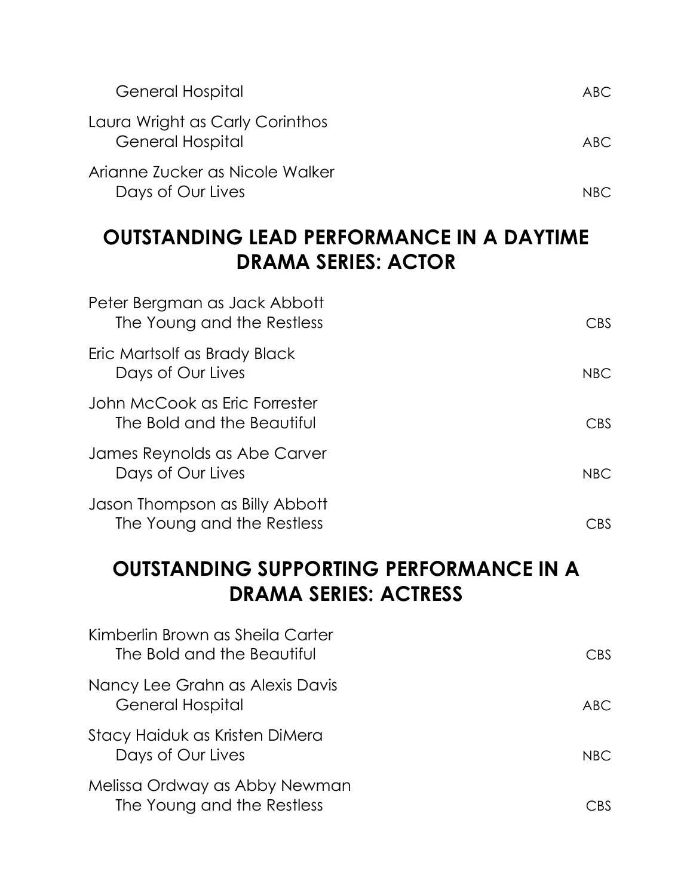General Hospital ABC

Laura Wright as Carly Corinthos
General Hospital ABC

Arianne Zucker as Nicole Walker
Days of Our Lives NBC

## OUTSTANDING LEAD PERFORMANCE IN A DAYTIME DRAMA SERIES: ACTOR

Peter Bergman as Jack Abbott
The Young and the Restless CBS

Eric Martsolf as Brady Black
Days of Our Lives NBC

John McCook as Eric Forrester
The Bold and the Beautiful CBS

James Reynolds as Abe Carver
Days of Our Lives NBC

Jason Thompson as Billy Abbott
The Young and the Restless CBS

## OUTSTANDING SUPPORTING PERFORMANCE IN A DRAMA SERIES: ACTRESS

Kimberlin Brown as Sheila Carter
The Bold and the Beautiful CBS

Nancy Lee Grahn as Alexis Davis
General Hospital ABC

Stacy Haiduk as Kristen DiMera
Days of Our Lives NBC

Melissa Ordway as Abby Newman
The Young and the Restless CBS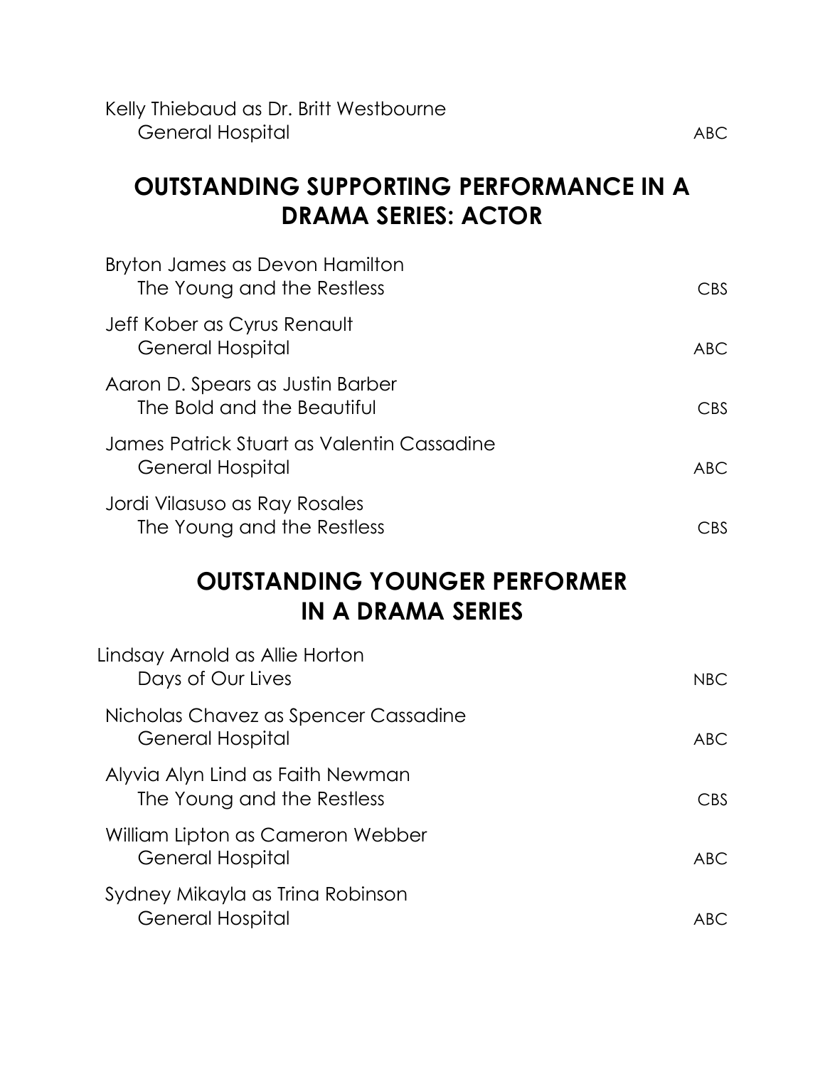Kelly Thiebaud as Dr. Britt Westbourne
General Hospital — ABC

## OUTSTANDING SUPPORTING PERFORMANCE IN A DRAMA SERIES: ACTOR

Bryton James as Devon Hamilton
The Young and the Restless — CBS

Jeff Kober as Cyrus Renault
General Hospital — ABC

Aaron D. Spears as Justin Barber
The Bold and the Beautiful — CBS

James Patrick Stuart as Valentin Cassadine
General Hospital — ABC

Jordi Vilasuso as Ray Rosales
The Young and the Restless — CBS

## OUTSTANDING YOUNGER PERFORMER IN A DRAMA SERIES

Lindsay Arnold as Allie Horton
Days of Our Lives — NBC

Nicholas Chavez as Spencer Cassadine
General Hospital — ABC

Alyvia Alyn Lind as Faith Newman
The Young and the Restless — CBS

William Lipton as Cameron Webber
General Hospital — ABC

Sydney Mikayla as Trina Robinson
General Hospital — ABC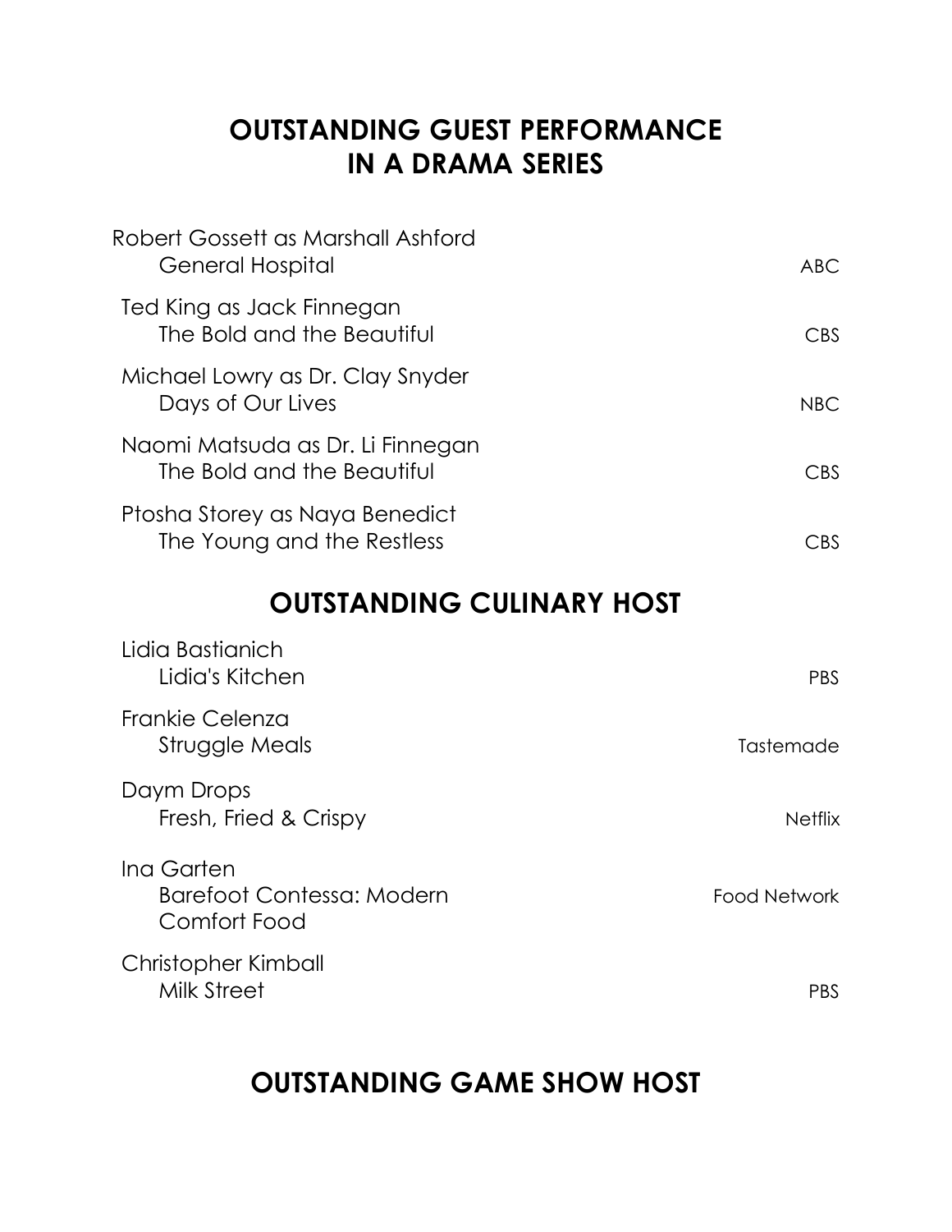## OUTSTANDING GUEST PERFORMANCE IN A DRAMA SERIES

| Nominee | Network |
|---|---|
| Robert Gossett as Marshall Ashford<br>General Hospital | ABC |
| Ted King as Jack Finnegan<br>The Bold and the Beautiful | CBS |
| Michael Lowry as Dr. Clay Snyder<br>Days of Our Lives | NBC |
| Naomi Matsuda as Dr. Li Finnegan<br>The Bold and the Beautiful | CBS |
| Ptosha Storey as Naya Benedict<br>The Young and the Restless | CBS |

## OUTSTANDING CULINARY HOST

| Nominee | Network |
|---|---|
| Lidia Bastianich<br>Lidia's Kitchen | PBS |
| Frankie Celenza<br>Struggle Meals | Tastemade |
| Daym Drops<br>Fresh, Fried & Crispy | Netflix |
| Ina Garten<br>Barefoot Contessa: Modern Comfort Food | Food Network |
| Christopher Kimball<br>Milk Street | PBS |

## OUTSTANDING GAME SHOW HOST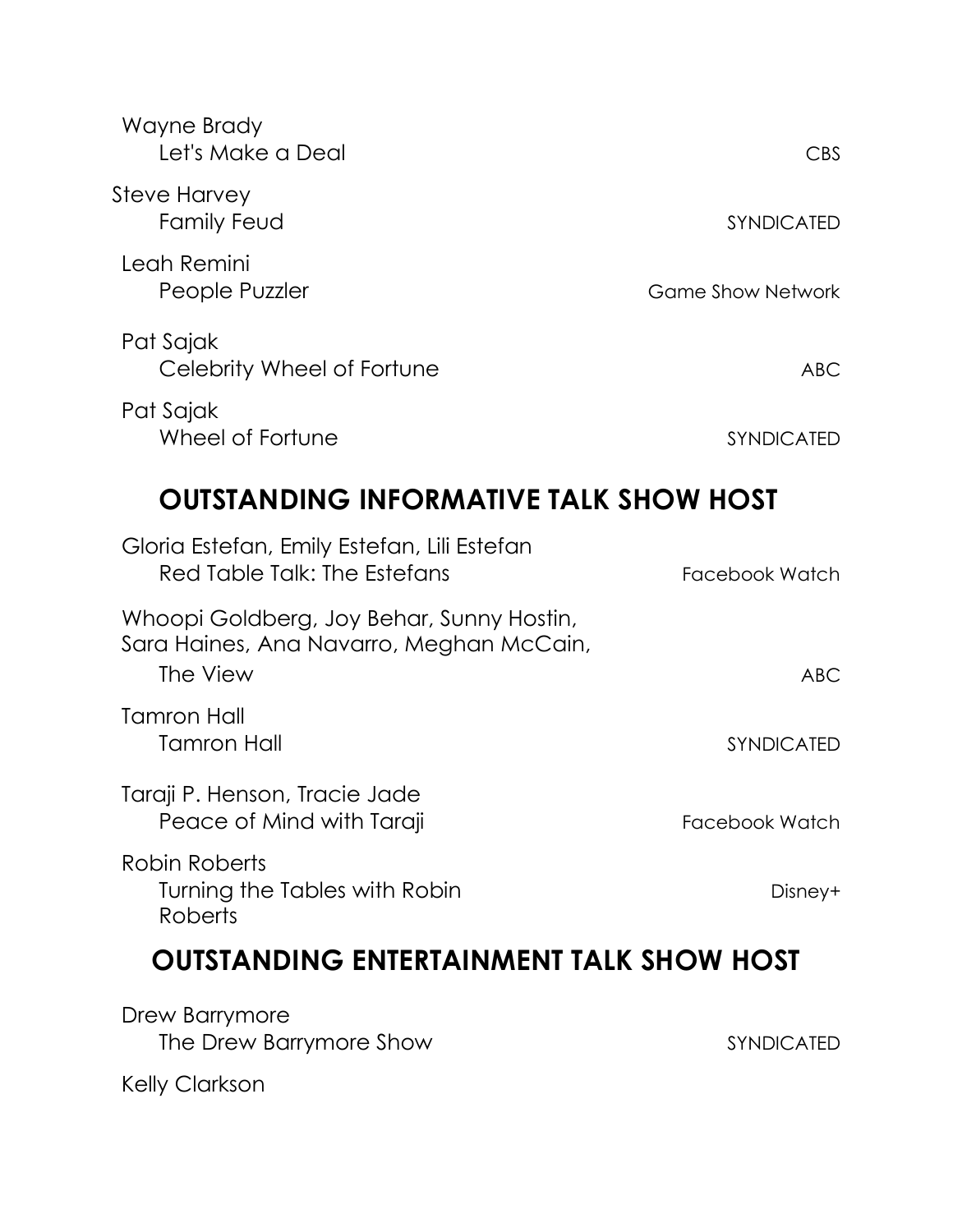Wayne Brady
Let's Make a Deal — CBS

Steve Harvey
Family Feud — SYNDICATED

Leah Remini
People Puzzler — Game Show Network

Pat Sajak
Celebrity Wheel of Fortune — ABC

Pat Sajak
Wheel of Fortune — SYNDICATED

## OUTSTANDING INFORMATIVE TALK SHOW HOST

Gloria Estefan, Emily Estefan, Lili Estefan
Red Table Talk: The Estefans — Facebook Watch

Whoopi Goldberg, Joy Behar, Sunny Hostin, Sara Haines, Ana Navarro, Meghan McCain,
The View — ABC

Tamron Hall
Tamron Hall — SYNDICATED

Taraji P. Henson, Tracie Jade
Peace of Mind with Taraji — Facebook Watch

Robin Roberts
Turning the Tables with Robin Roberts — Disney+

## OUTSTANDING ENTERTAINMENT TALK SHOW HOST

Drew Barrymore
The Drew Barrymore Show — SYNDICATED

Kelly Clarkson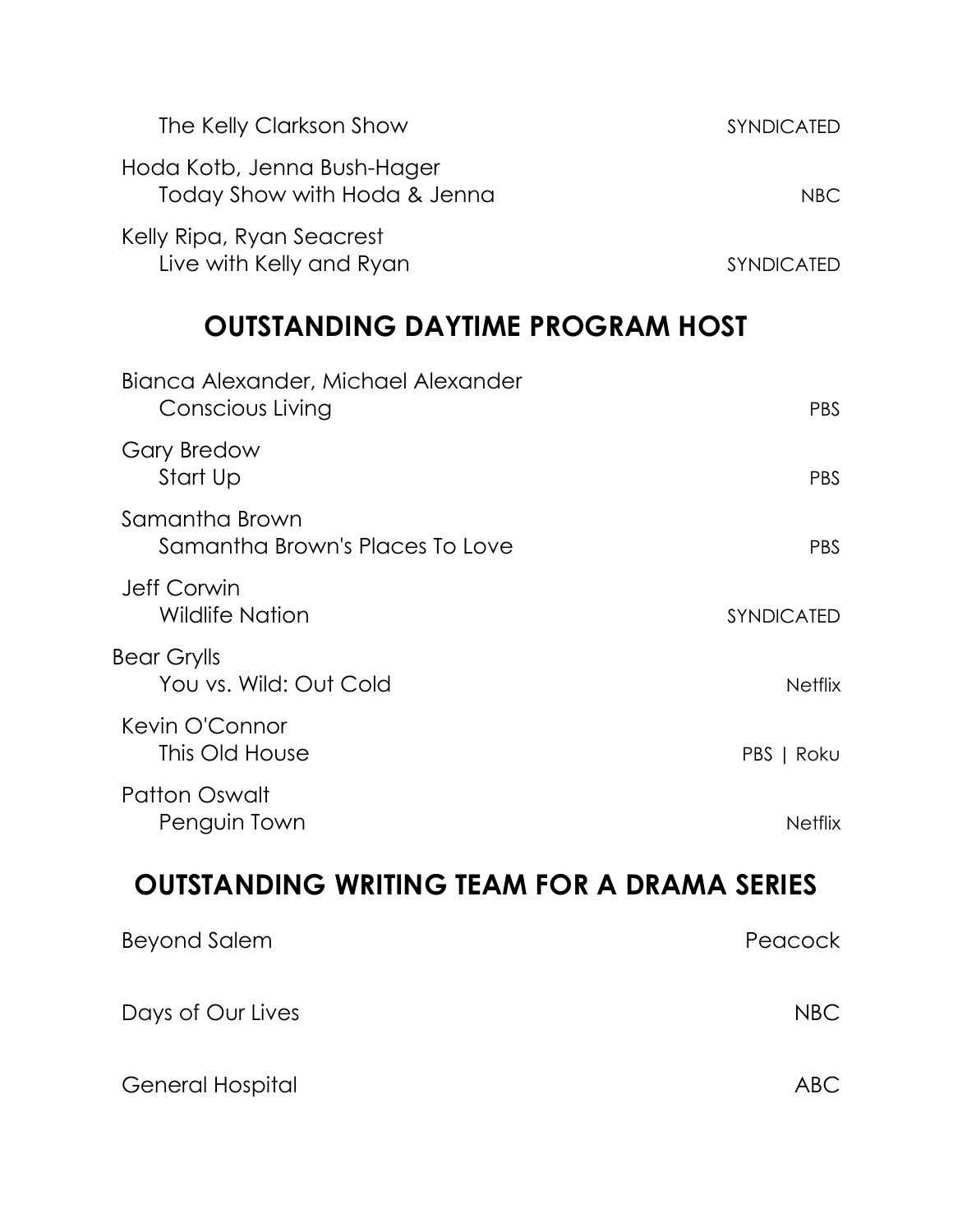The Kelly Clarkson Show — SYNDICATED

Hoda Kotb, Jenna Bush-Hager
Today Show with Hoda & Jenna — NBC

Kelly Ripa, Ryan Seacrest
Live with Kelly and Ryan — SYNDICATED

## OUTSTANDING DAYTIME PROGRAM HOST

Bianca Alexander, Michael Alexander
Conscious Living — PBS

Gary Bredow
Start Up — PBS

Samantha Brown
Samantha Brown's Places To Love — PBS

Jeff Corwin
Wildlife Nation — SYNDICATED

Bear Grylls
You vs. Wild: Out Cold — Netflix

Kevin O'Connor
This Old House — PBS | Roku

Patton Oswalt
Penguin Town — Netflix

## OUTSTANDING WRITING TEAM FOR A DRAMA SERIES

Beyond Salem — Peacock

Days of Our Lives — NBC

General Hospital — ABC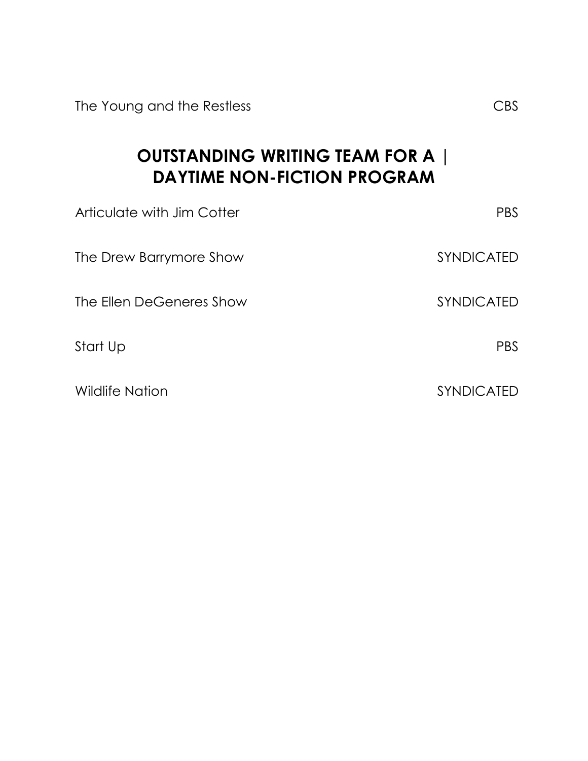The Young and the Restless CBS

## OUTSTANDING WRITING TEAM FOR A | DAYTIME NON-FICTION PROGRAM

Articulate with Jim Cotter PBS

The Drew Barrymore Show SYNDICATED

The Ellen DeGeneres Show SYNDICATED

Start Up PBS

Wildlife Nation SYNDICATED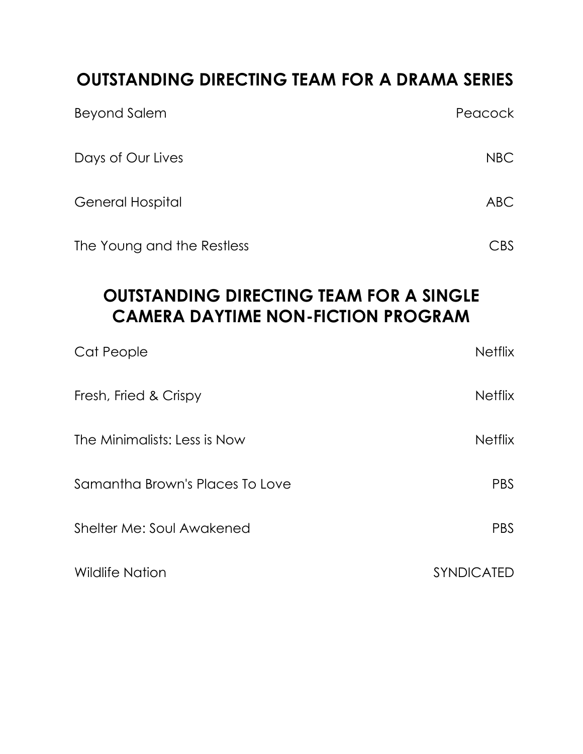## OUTSTANDING DIRECTING TEAM FOR A DRAMA SERIES

| | |
|---|---|
| Beyond Salem | Peacock |
| Days of Our Lives | NBC |
| General Hospital | ABC |
| The Young and the Restless | CBS |

## OUTSTANDING DIRECTING TEAM FOR A SINGLE CAMERA DAYTIME NON-FICTION PROGRAM

| | |
|---|---|
| Cat People | Netflix |
| Fresh, Fried & Crispy | Netflix |
| The Minimalists: Less is Now | Netflix |
| Samantha Brown's Places To Love | PBS |
| Shelter Me: Soul Awakened | PBS |
| Wildlife Nation | SYNDICATED |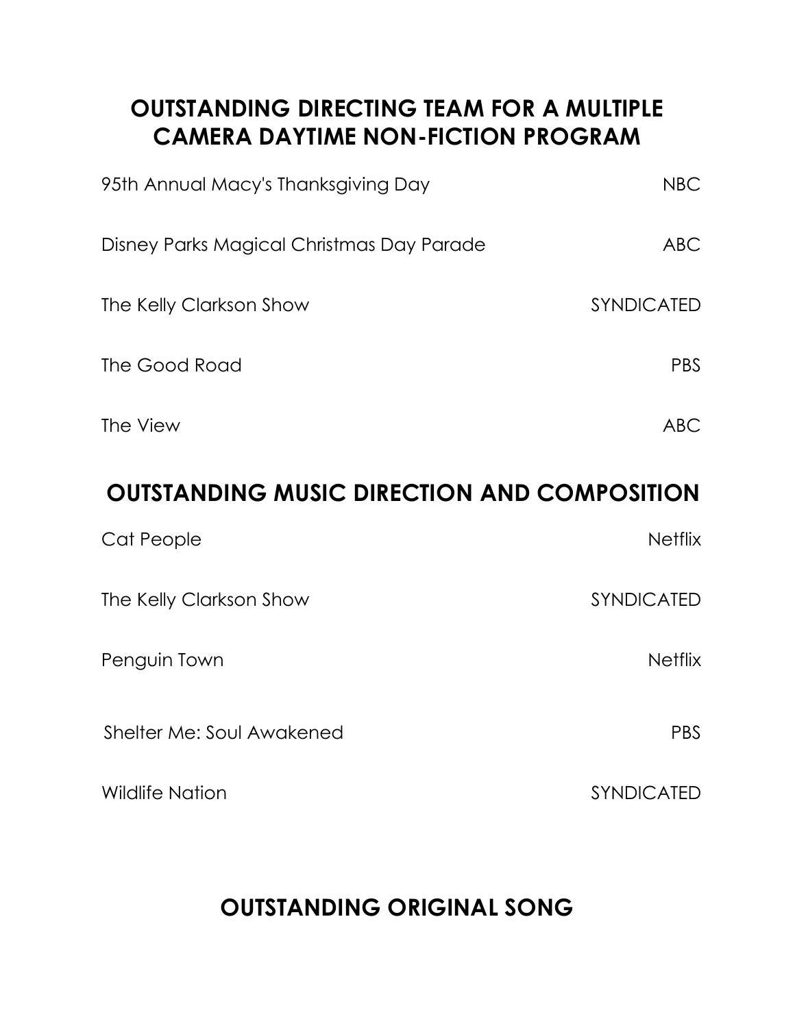## OUTSTANDING DIRECTING TEAM FOR A MULTIPLE CAMERA DAYTIME NON-FICTION PROGRAM

| | |
|---|---|
| 95th Annual Macy's Thanksgiving Day | NBC |
| Disney Parks Magical Christmas Day Parade | ABC |
| The Kelly Clarkson Show | SYNDICATED |
| The Good Road | PBS |
| The View | ABC |

## OUTSTANDING MUSIC DIRECTION AND COMPOSITION

| | |
|---|---|
| Cat People | Netflix |
| The Kelly Clarkson Show | SYNDICATED |
| Penguin Town | Netflix |
| Shelter Me: Soul Awakened | PBS |
| Wildlife Nation | SYNDICATED |

## OUTSTANDING ORIGINAL SONG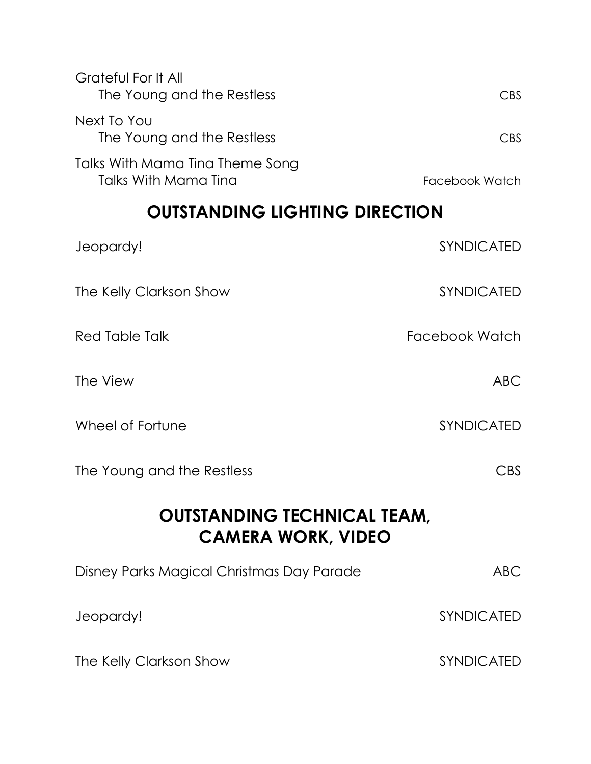Grateful For It All
    The Young and the Restless    CBS

Next To You
    The Young and the Restless    CBS

Talks With Mama Tina Theme Song
    Talks With Mama Tina    Facebook Watch

## OUTSTANDING LIGHTING DIRECTION

Jeopardy!    SYNDICATED

The Kelly Clarkson Show    SYNDICATED

Red Table Talk    Facebook Watch

The View    ABC

Wheel of Fortune    SYNDICATED

The Young and the Restless    CBS

## OUTSTANDING TECHNICAL TEAM, CAMERA WORK, VIDEO

Disney Parks Magical Christmas Day Parade    ABC

Jeopardy!    SYNDICATED

The Kelly Clarkson Show    SYNDICATED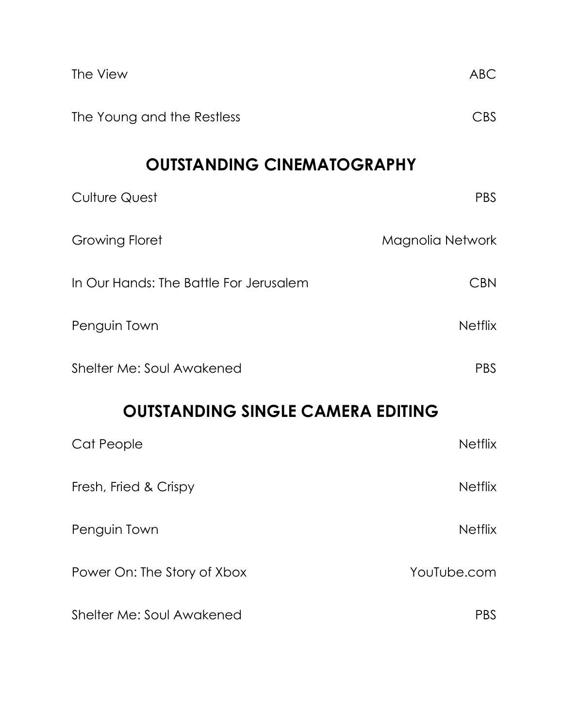| | |
|---|---|
| The View | ABC |
| The Young and the Restless | CBS |

## OUTSTANDING CINEMATOGRAPHY

| | |
|---|---|
| Culture Quest | PBS |
| Growing Floret | Magnolia Network |
| In Our Hands: The Battle For Jerusalem | CBN |
| Penguin Town | Netflix |
| Shelter Me: Soul Awakened | PBS |

## OUTSTANDING SINGLE CAMERA EDITING

| | |
|---|---|
| Cat People | Netflix |
| Fresh, Fried & Crispy | Netflix |
| Penguin Town | Netflix |
| Power On: The Story of Xbox | YouTube.com |
| Shelter Me: Soul Awakened | PBS |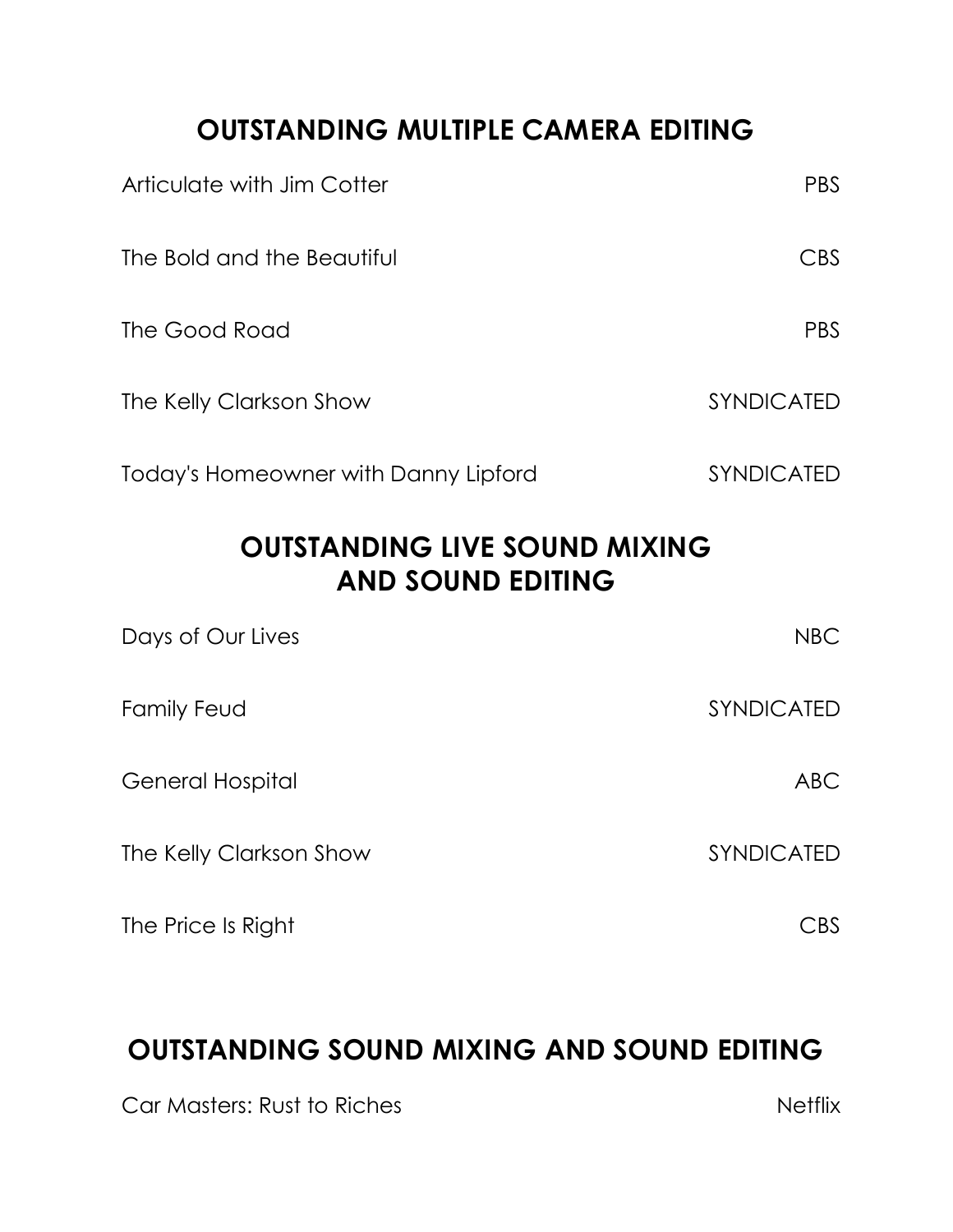## OUTSTANDING MULTIPLE CAMERA EDITING

| | |
|---|---|
| Articulate with Jim Cotter | PBS |
| The Bold and the Beautiful | CBS |
| The Good Road | PBS |
| The Kelly Clarkson Show | SYNDICATED |
| Today's Homeowner with Danny Lipford | SYNDICATED |

## OUTSTANDING LIVE SOUND MIXING AND SOUND EDITING

| | |
|---|---|
| Days of Our Lives | NBC |
| Family Feud | SYNDICATED |
| General Hospital | ABC |
| The Kelly Clarkson Show | SYNDICATED |
| The Price Is Right | CBS |

## OUTSTANDING SOUND MIXING AND SOUND EDITING

| | |
|---|---|
| Car Masters: Rust to Riches | Netflix |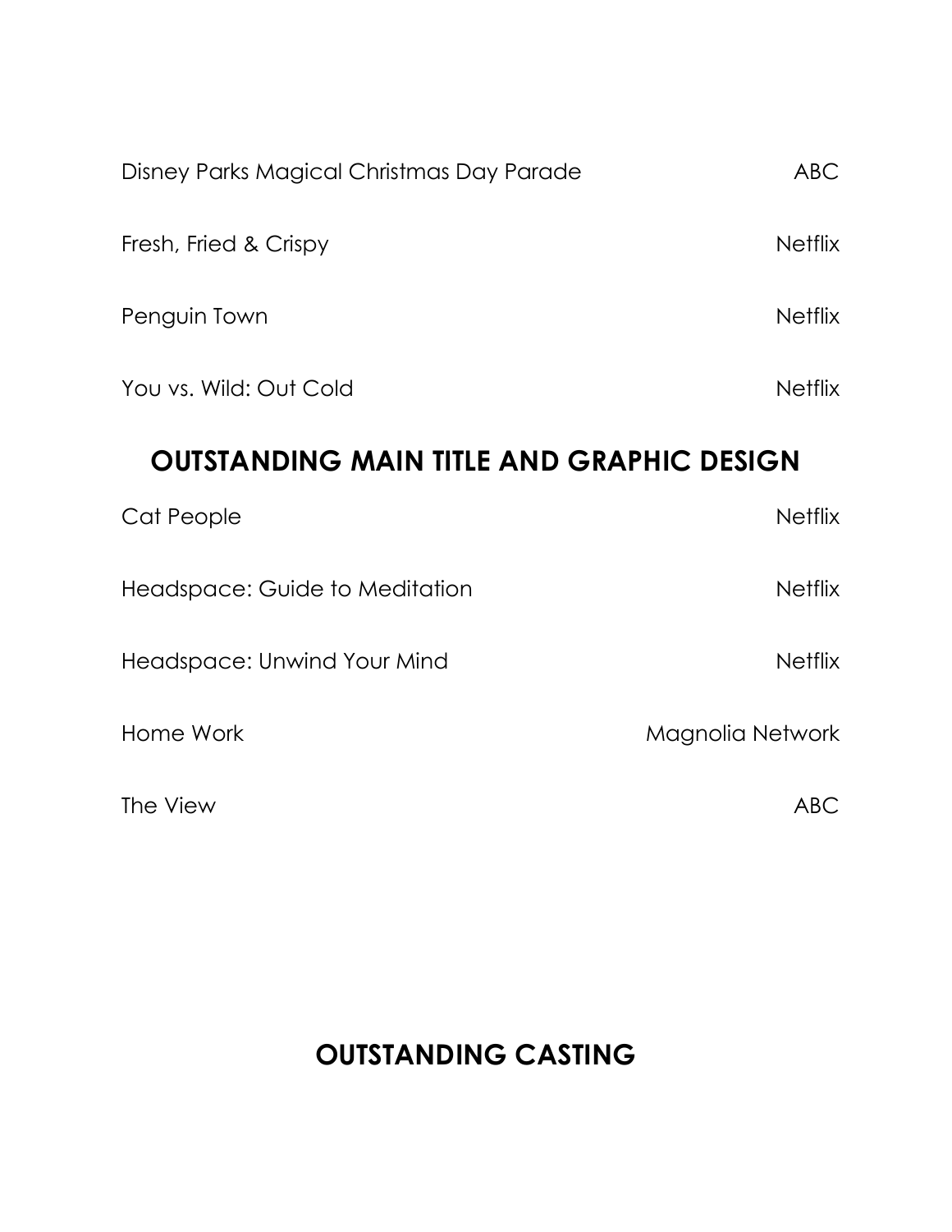| | |
|---|---|
| Disney Parks Magical Christmas Day Parade | ABC |
| Fresh, Fried & Crispy | Netflix |
| Penguin Town | Netflix |
| You vs. Wild: Out Cold | Netflix |

## OUTSTANDING MAIN TITLE AND GRAPHIC DESIGN

| | |
|---|---|
| Cat People | Netflix |
| Headspace: Guide to Meditation | Netflix |
| Headspace: Unwind Your Mind | Netflix |
| Home Work | Magnolia Network |
| The View | ABC |

## OUTSTANDING CASTING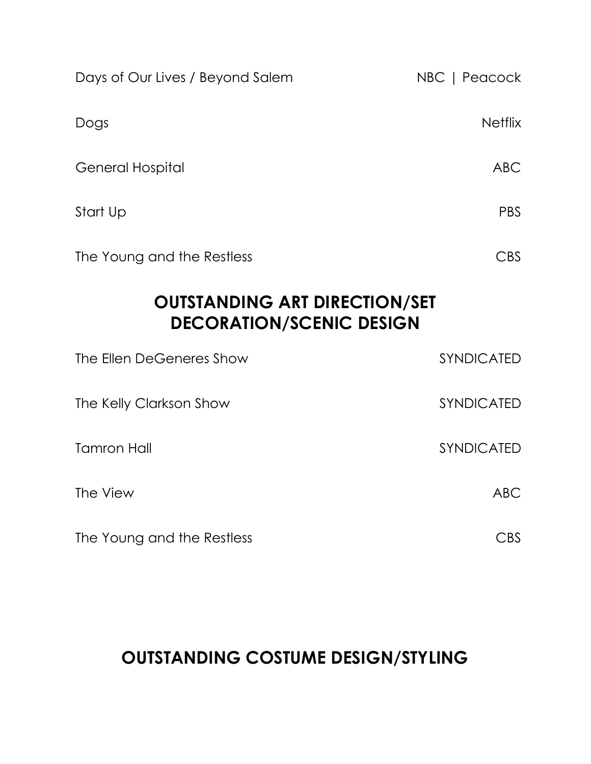| | |
|---|---|
| Days of Our Lives / Beyond Salem | NBC \| Peacock |
| Dogs | Netflix |
| General Hospital | ABC |
| Start Up | PBS |
| The Young and the Restless | CBS |

## OUTSTANDING ART DIRECTION/SET DECORATION/SCENIC DESIGN

| | |
|---|---|
| The Ellen DeGeneres Show | SYNDICATED |
| The Kelly Clarkson Show | SYNDICATED |
| Tamron Hall | SYNDICATED |
| The View | ABC |
| The Young and the Restless | CBS |

## OUTSTANDING COSTUME DESIGN/STYLING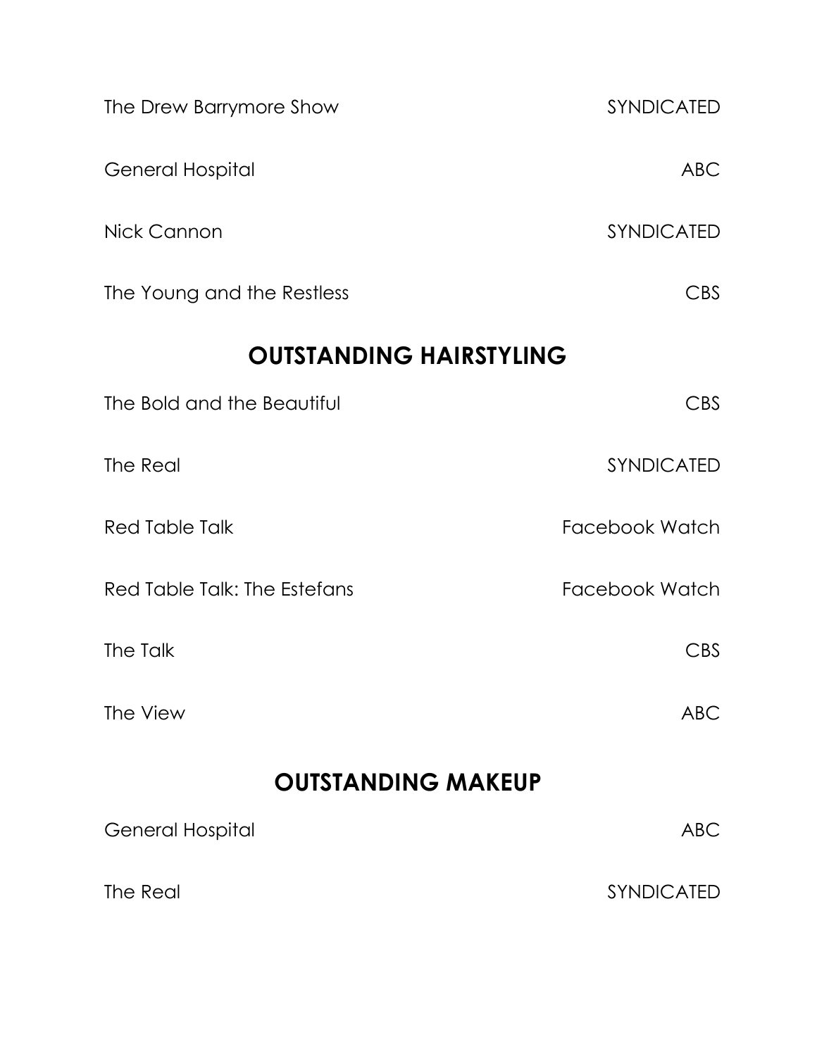| | |
|---|---|
| The Drew Barrymore Show | SYNDICATED |
| General Hospital | ABC |
| Nick Cannon | SYNDICATED |
| The Young and the Restless | CBS |

## OUTSTANDING HAIRSTYLING

| | |
|---|---|
| The Bold and the Beautiful | CBS |
| The Real | SYNDICATED |
| Red Table Talk | Facebook Watch |
| Red Table Talk: The Estefans | Facebook Watch |
| The Talk | CBS |
| The View | ABC |

## OUTSTANDING MAKEUP

| | |
|---|---|
| General Hospital | ABC |
| The Real | SYNDICATED |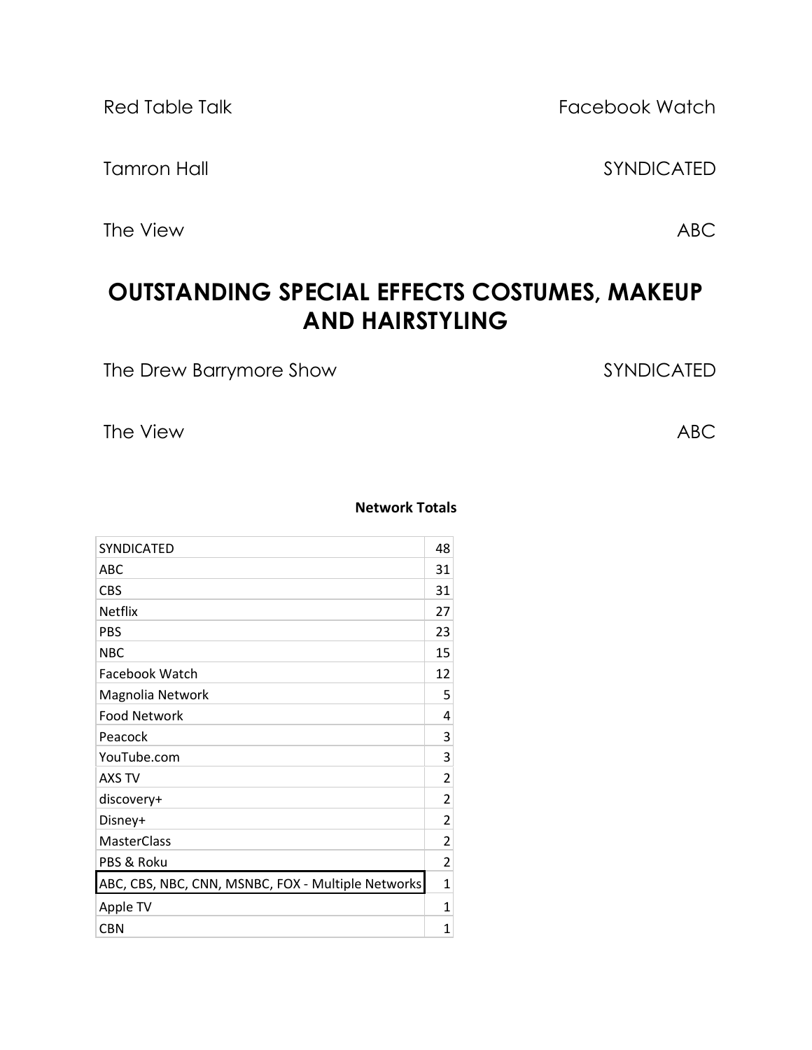Red Table Talk — Facebook Watch

Tamron Hall — SYNDICATED

The View — ABC

## OUTSTANDING SPECIAL EFFECTS COSTUMES, MAKEUP AND HAIRSTYLING

The Drew Barrymore Show — SYNDICATED

The View — ABC

**Network Totals**

| Network | Total |
|---|---|
| SYNDICATED | 48 |
| ABC | 31 |
| CBS | 31 |
| Netflix | 27 |
| PBS | 23 |
| NBC | 15 |
| Facebook Watch | 12 |
| Magnolia Network | 5 |
| Food Network | 4 |
| Peacock | 3 |
| YouTube.com | 3 |
| AXS TV | 2 |
| discovery+ | 2 |
| Disney+ | 2 |
| MasterClass | 2 |
| PBS & Roku | 2 |
| ABC, CBS, NBC, CNN, MSNBC, FOX - Multiple Networks | 1 |
| Apple TV | 1 |
| CBN | 1 |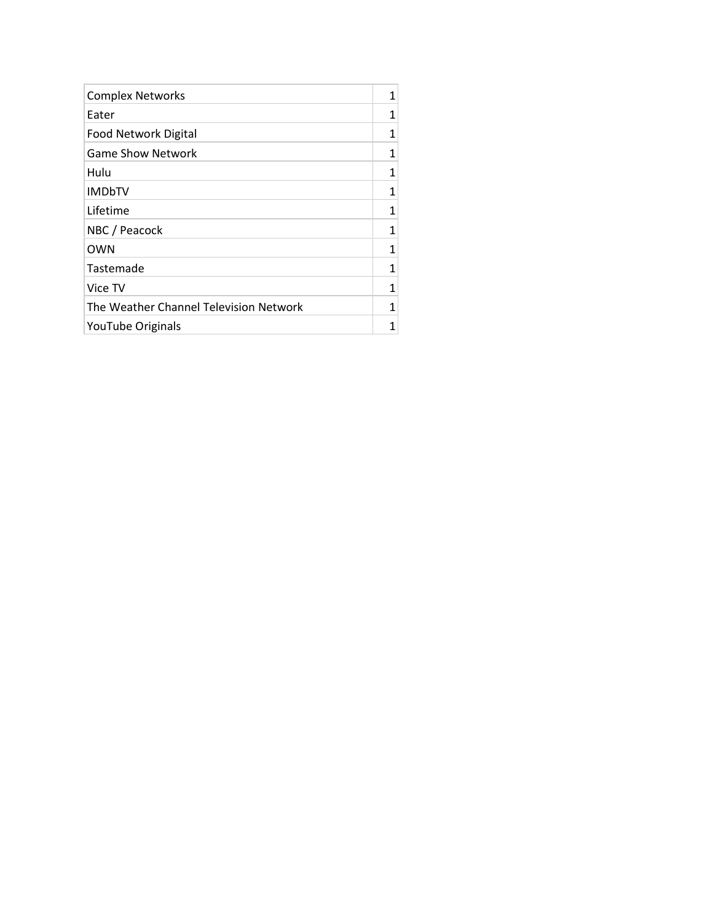| | |
|---|---|
| Complex Networks | 1 |
| Eater | 1 |
| Food Network Digital | 1 |
| Game Show Network | 1 |
| Hulu | 1 |
| IMDbTV | 1 |
| Lifetime | 1 |
| NBC / Peacock | 1 |
| OWN | 1 |
| Tastemade | 1 |
| Vice TV | 1 |
| The Weather Channel Television Network | 1 |
| YouTube Originals | 1 |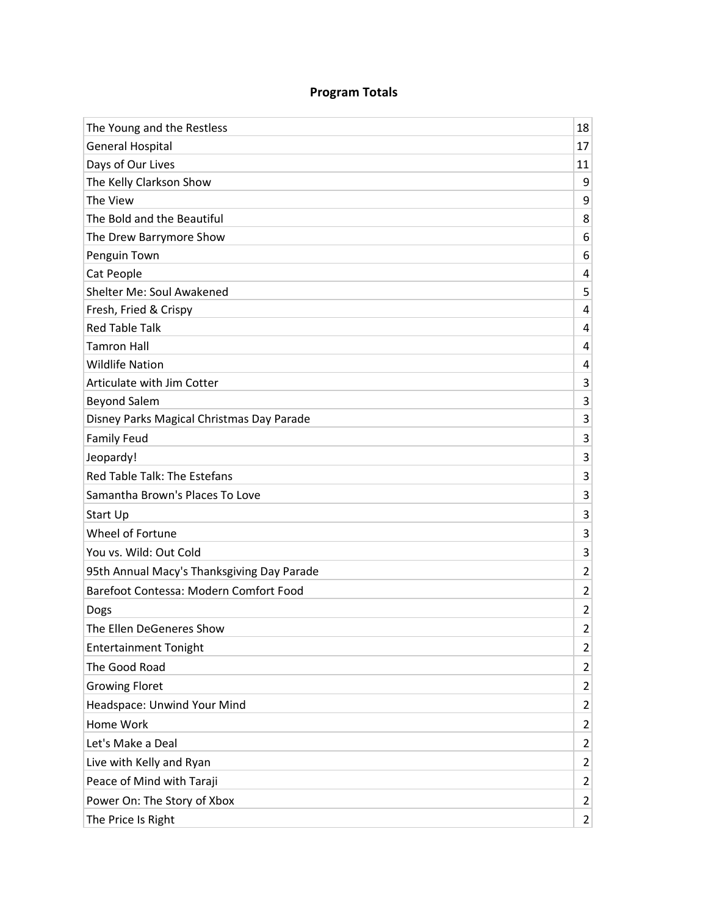**Program Totals**

| | |
|---|---|
| The Young and the Restless | 18 |
| General Hospital | 17 |
| Days of Our Lives | 11 |
| The Kelly Clarkson Show | 9 |
| The View | 9 |
| The Bold and the Beautiful | 8 |
| The Drew Barrymore Show | 6 |
| Penguin Town | 6 |
| Cat People | 4 |
| Shelter Me: Soul Awakened | 5 |
| Fresh, Fried & Crispy | 4 |
| Red Table Talk | 4 |
| Tamron Hall | 4 |
| Wildlife Nation | 4 |
| Articulate with Jim Cotter | 3 |
| Beyond Salem | 3 |
| Disney Parks Magical Christmas Day Parade | 3 |
| Family Feud | 3 |
| Jeopardy! | 3 |
| Red Table Talk: The Estefans | 3 |
| Samantha Brown's Places To Love | 3 |
| Start Up | 3 |
| Wheel of Fortune | 3 |
| You vs. Wild: Out Cold | 3 |
| 95th Annual Macy's Thanksgiving Day Parade | 2 |
| Barefoot Contessa: Modern Comfort Food | 2 |
| Dogs | 2 |
| The Ellen DeGeneres Show | 2 |
| Entertainment Tonight | 2 |
| The Good Road | 2 |
| Growing Floret | 2 |
| Headspace: Unwind Your Mind | 2 |
| Home Work | 2 |
| Let's Make a Deal | 2 |
| Live with Kelly and Ryan | 2 |
| Peace of Mind with Taraji | 2 |
| Power On: The Story of Xbox | 2 |
| The Price Is Right | 2 |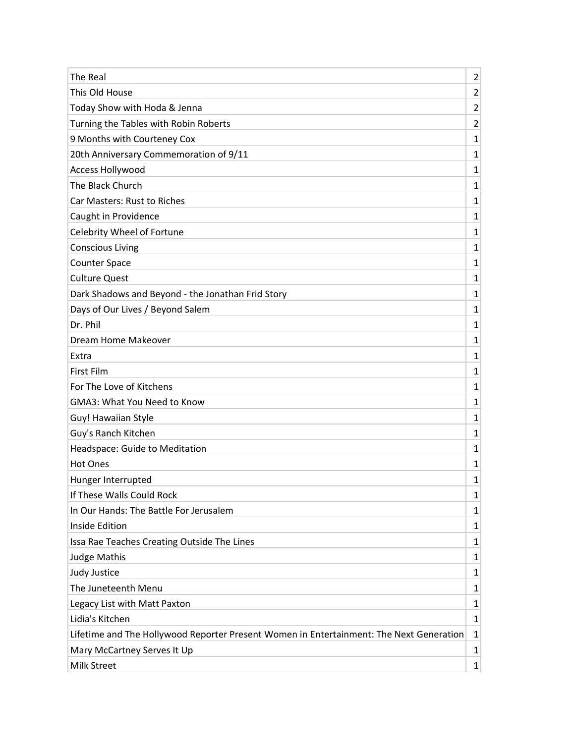| | |
|---|---|
| The Real | 2 |
| This Old House | 2 |
| Today Show with Hoda & Jenna | 2 |
| Turning the Tables with Robin Roberts | 2 |
| 9 Months with Courteney Cox | 1 |
| 20th Anniversary Commemoration of 9/11 | 1 |
| Access Hollywood | 1 |
| The Black Church | 1 |
| Car Masters: Rust to Riches | 1 |
| Caught in Providence | 1 |
| Celebrity Wheel of Fortune | 1 |
| Conscious Living | 1 |
| Counter Space | 1 |
| Culture Quest | 1 |
| Dark Shadows and Beyond - the Jonathan Frid Story | 1 |
| Days of Our Lives / Beyond Salem | 1 |
| Dr. Phil | 1 |
| Dream Home Makeover | 1 |
| Extra | 1 |
| First Film | 1 |
| For The Love of Kitchens | 1 |
| GMA3: What You Need to Know | 1 |
| Guy! Hawaiian Style | 1 |
| Guy's Ranch Kitchen | 1 |
| Headspace: Guide to Meditation | 1 |
| Hot Ones | 1 |
| Hunger Interrupted | 1 |
| If These Walls Could Rock | 1 |
| In Our Hands: The Battle For Jerusalem | 1 |
| Inside Edition | 1 |
| Issa Rae Teaches Creating Outside The Lines | 1 |
| Judge Mathis | 1 |
| Judy Justice | 1 |
| The Juneteenth Menu | 1 |
| Legacy List with Matt Paxton | 1 |
| Lidia's Kitchen | 1 |
| Lifetime and The Hollywood Reporter Present Women in Entertainment: The Next Generation | 1 |
| Mary McCartney Serves It Up | 1 |
| Milk Street | 1 |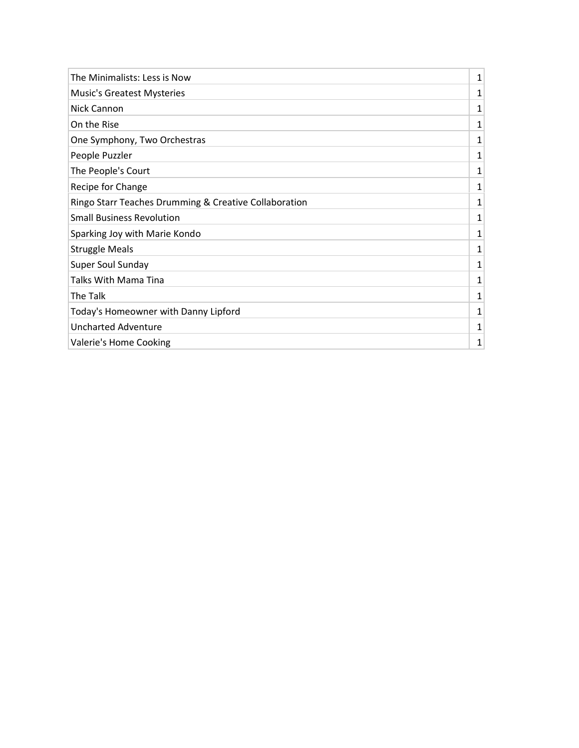| | |
|---|---|
| The Minimalists: Less is Now | 1 |
| Music's Greatest Mysteries | 1 |
| Nick Cannon | 1 |
| On the Rise | 1 |
| One Symphony, Two Orchestras | 1 |
| People Puzzler | 1 |
| The People's Court | 1 |
| Recipe for Change | 1 |
| Ringo Starr Teaches Drumming & Creative Collaboration | 1 |
| Small Business Revolution | 1 |
| Sparking Joy with Marie Kondo | 1 |
| Struggle Meals | 1 |
| Super Soul Sunday | 1 |
| Talks With Mama Tina | 1 |
| The Talk | 1 |
| Today's Homeowner with Danny Lipford | 1 |
| Uncharted Adventure | 1 |
| Valerie's Home Cooking | 1 |